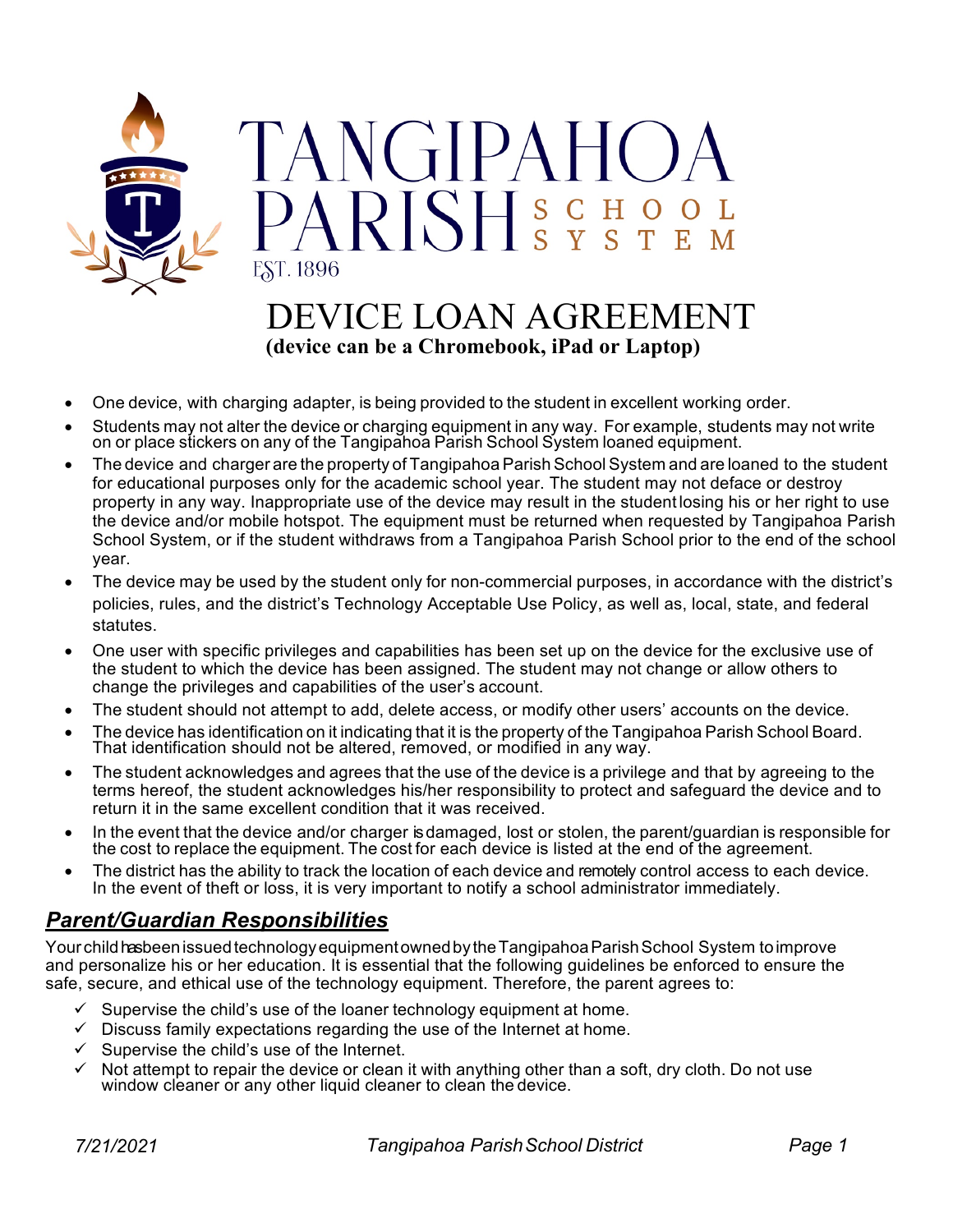# TANGIPAHOA PARISH SCHOOL SYSTEM

EST. 1896

# DEVICE LOAN AGREEMENT

**(device can be a Chromebook, iPad or Laptop)**

- One device, with charging adapter, is being provided to the student in excellent working order.
- Students may not alter the device or charging equipment in any way. For example, students may not write on or place stickers on any of the Tangipahoa Parish School System loaned equipment.
- The device and charger are the property of Tangipahoa Parish School System and are loaned to the student for educational purposes only for the academic school year. The student may not deface or destroy property in any way. Inappropriate use of the device may result in the student losing his or her right to use the device and/or mobile hotspot. The equipment must be returned when requested by Tangipahoa Parish School System, or if the student withdraws from a Tangipahoa Parish School prior to the end of the school year.
- The device may be used by the student only for non-commercial purposes, in accordance with the district's policies, rules, and the district's Technology Acceptable Use Policy, as well as, local, state, and federal statutes.
- One user with specific privileges and capabilities has been set up on the device for the exclusive use of the student to which the device has been assigned. The student may not change or allow others to change the privileges and capabilities of the user's account.
- The student should not attempt to add, delete access, or modify other users' accounts on the device.
- The device has identification on it indicating that it is the property of the Tangipahoa Parish School Board. That identification should not be altered, removed, or modified in any way.
- The student acknowledges and agrees that the use of the device is a privilege and that by agreeing to the terms hereof, the student acknowledges his/her responsibility to protect and safeguard the device and to return it in the same excellent condition that it was received.
- In the event that the device and/or charger is damaged, lost or stolen, the parent/guardian is responsible for the cost to replace the equipment. The cost for each device is listed at the end of the agreement.
- The district has the ability to track the location of each device and remotely control access to each device. In the event of theft or loss, it is very important to notify a school administrator immediately.

## *Parent/Guardian Responsibilities*

Your child has been issued technology equipment owned by the Tangipahoa Parish School System to improve and personalize his or her education. It is essential that the following guidelines be enforced to ensure the safe, secure, and ethical use of the technology equipment. Therefore, the parent agrees to:

- ✓ Supervise the child's use of the loaner technology equipment at home.
- ✓ Discuss family expectations regarding the use of the Internet at home.
- ✓ Supervise the child's use of the Internet.
- ✓ Not attempt to repair the device or clean it with anything other than a soft, dry cloth. Do not use window cleaner or any other liquid cleaner to clean the device.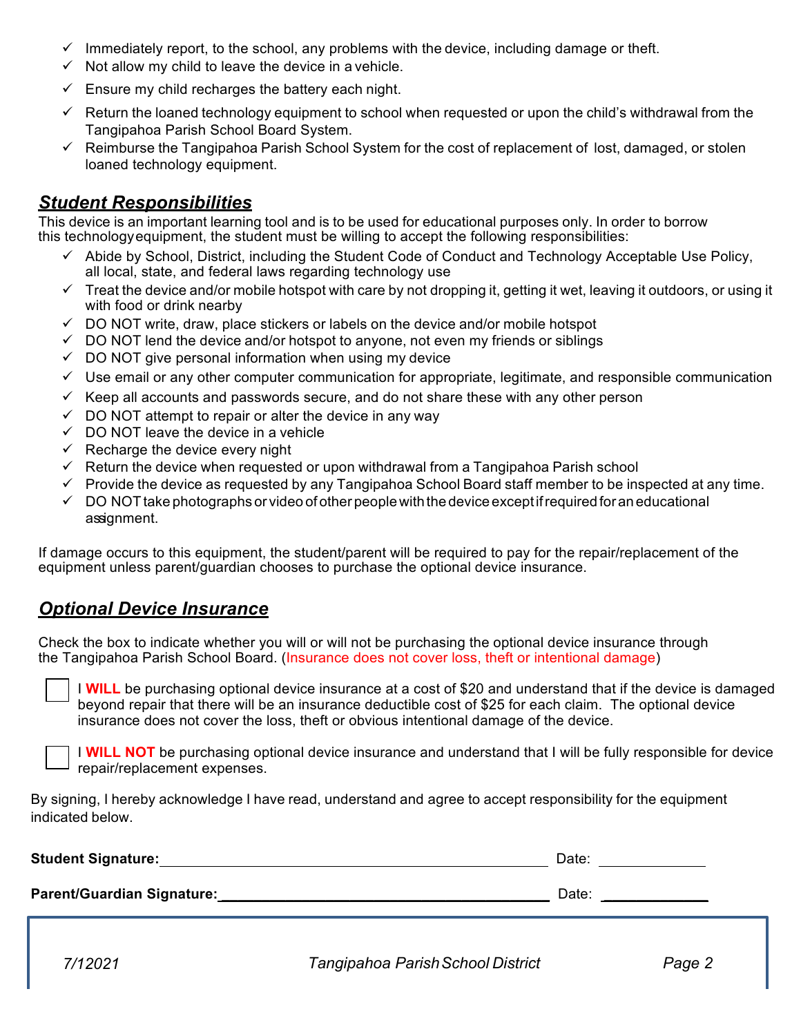- ✓ Immediately report, to the school, any problems with the device, including damage or theft.
- ✓ Not allow my child to leave the device in a vehicle.
- ✓ Ensure my child recharges the battery each night.
- ✓ Return the loaned technology equipment to school when requested or upon the child's withdrawal from the Tangipahoa Parish School Board System.
- ✓ Reimburse the Tangipahoa Parish School System for the cost of replacement of lost, damaged, or stolen loaned technology equipment.

## ***Student Responsibilities***

This device is an important learning tool and is to be used for educational purposes only. In order to borrow this technology equipment, the student must be willing to accept the following responsibilities:

- ✓ Abide by School, District, including the Student Code of Conduct and Technology Acceptable Use Policy, all local, state, and federal laws regarding technology use
- ✓ Treat the device and/or mobile hotspot with care by not dropping it, getting it wet, leaving it outdoors, or using it with food or drink nearby
- ✓ DO NOT write, draw, place stickers or labels on the device and/or mobile hotspot
- ✓ DO NOT lend the device and/or hotspot to anyone, not even my friends or siblings
- ✓ DO NOT give personal information when using my device
- ✓ Use email or any other computer communication for appropriate, legitimate, and responsible communication
- ✓ Keep all accounts and passwords secure, and do not share these with any other person
- ✓ DO NOT attempt to repair or alter the device in any way
- ✓ DO NOT leave the device in a vehicle
- ✓ Recharge the device every night
- ✓ Return the device when requested or upon withdrawal from a Tangipahoa Parish school
- ✓ Provide the device as requested by any Tangipahoa School Board staff member to be inspected at any time.
- ✓ DO NOT take photographs or video of other people with the device except if required for an educational assignment.

If damage occurs to this equipment, the student/parent will be required to pay for the repair/replacement of the equipment unless parent/guardian chooses to purchase the optional device insurance.

## ***Optional Device Insurance***

Check the box to indicate whether you will or will not be purchasing the optional device insurance through the Tangipahoa Parish School Board. (Insurance does not cover loss, theft or intentional damage)

☐ I **WILL** be purchasing optional device insurance at a cost of $20 and understand that if the device is damaged beyond repair that there will be an insurance deductible cost of $25 for each claim. The optional device insurance does not cover the loss, theft or obvious intentional damage of the device.

☐ I **WILL NOT** be purchasing optional device insurance and understand that I will be fully responsible for device repair/replacement expenses.

By signing, I hereby acknowledge I have read, understand and agree to accept responsibility for the equipment indicated below.

**Student Signature:**\_\_\_\_\_\_\_\_\_\_\_\_\_\_\_\_\_\_\_\_\_\_\_\_\_\_\_\_\_\_\_\_\_\_\_\_\_\_\_\_ Date: \_\_\_\_\_\_\_\_\_\_\_\_

**Parent/Guardian Signature:**\_\_\_\_\_\_\_\_\_\_\_\_\_\_\_\_\_\_\_\_\_\_\_\_\_\_\_\_\_\_\_\_\_\_ Date: \_\_\_\_\_\_\_\_\_\_\_\_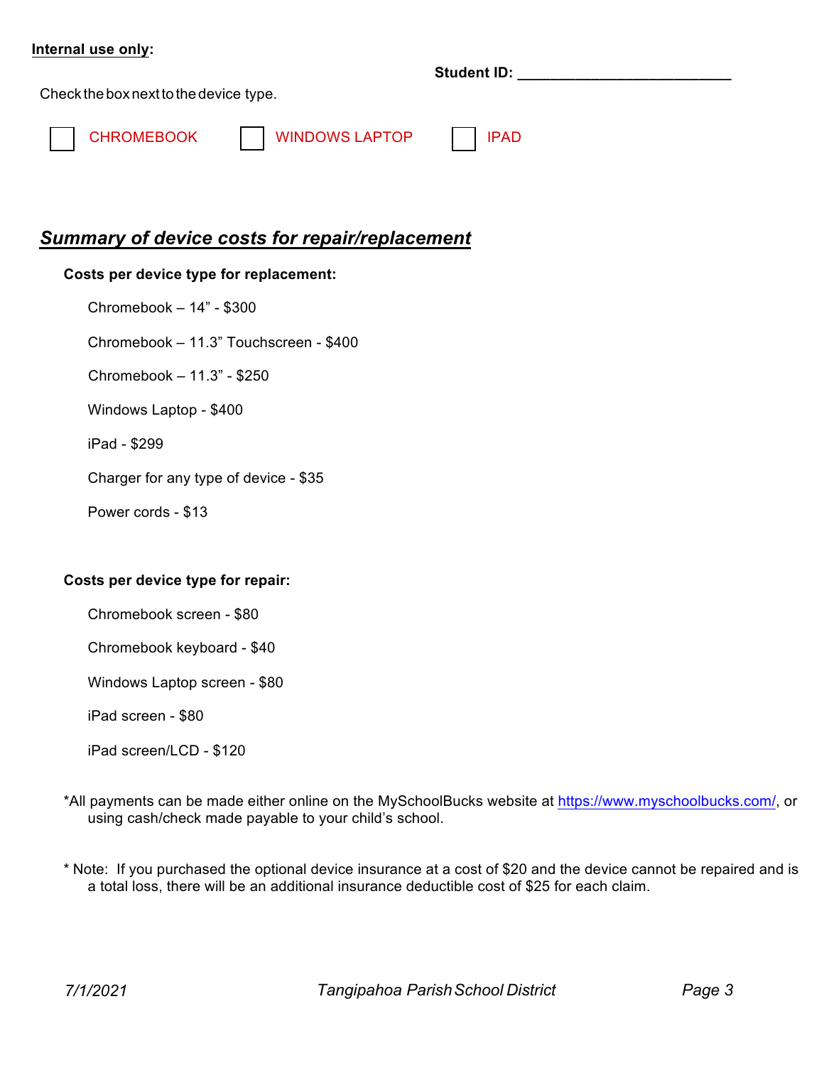**Internal use only:**

**Student ID: \_\_\_\_\_\_\_\_\_\_\_\_\_\_\_\_\_\_\_\_\_\_\_\_\_\_**

Check the box next to the device type.

☐ CHROMEBOOK ☐ WINDOWS LAPTOP ☐ IPAD

## ***Summary of device costs for repair/replacement***

**Costs per device type for replacement:**

Chromebook – 14" - $300

Chromebook – 11.3" Touchscreen - $400

Chromebook – 11.3" - $250

Windows Laptop - $400

iPad - $299

Charger for any type of device - $35

Power cords - $13

**Costs per device type for repair:**

Chromebook screen - $80

Chromebook keyboard - $40

Windows Laptop screen - $80

iPad screen - $80

iPad screen/LCD - $120

*All payments can be made either online on the MySchoolBucks website at https://www.myschoolbucks.com/, or using cash/check made payable to your child's school.

* Note: If you purchased the optional device insurance at a cost of $20 and the device cannot be repaired and is a total loss, there will be an additional insurance deductible cost of $25 for each claim.